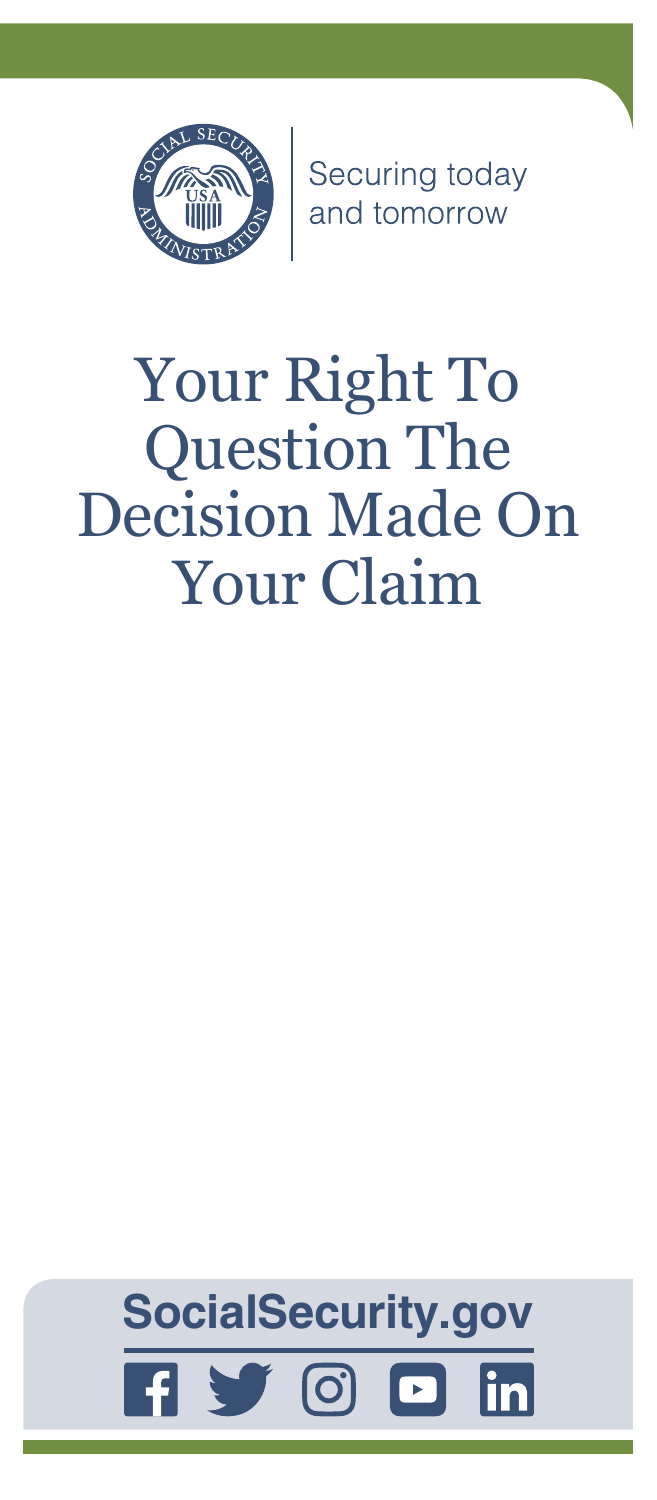Securing today and tomorrow

# Your Right To Question The Decision Made On Your Claim

**SocialSecurity.gov**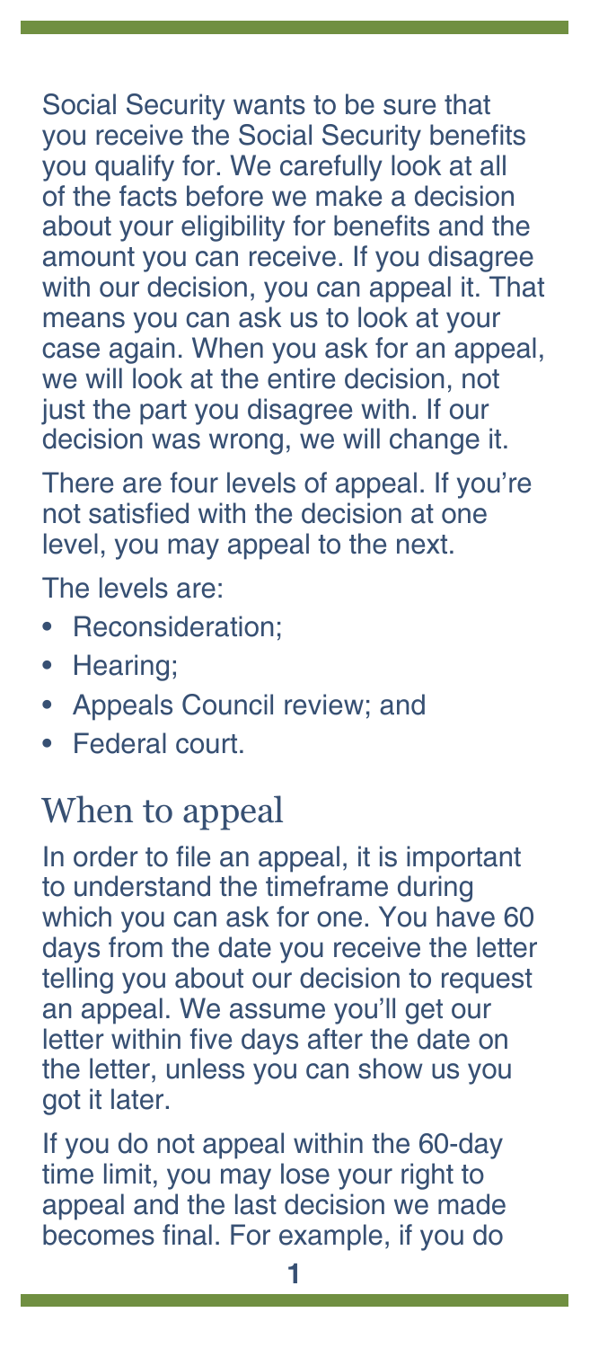Social Security wants to be sure that you receive the Social Security benefits you qualify for. We carefully look at all of the facts before we make a decision about your eligibility for benefits and the amount you can receive. If you disagree with our decision, you can appeal it. That means you can ask us to look at your case again. When you ask for an appeal, we will look at the entire decision, not just the part you disagree with. If our decision was wrong, we will change it.

There are four levels of appeal. If you're not satisfied with the decision at one level, you may appeal to the next.

The levels are:

- Reconsideration;
- Hearing;
- Appeals Council review; and
- Federal court.

## When to appeal

In order to file an appeal, it is important to understand the timeframe during which you can ask for one. You have 60 days from the date you receive the letter telling you about our decision to request an appeal. We assume you'll get our letter within five days after the date on the letter, unless you can show us you got it later.

If you do not appeal within the 60-day time limit, you may lose your right to appeal and the last decision we made becomes final. For example, if you do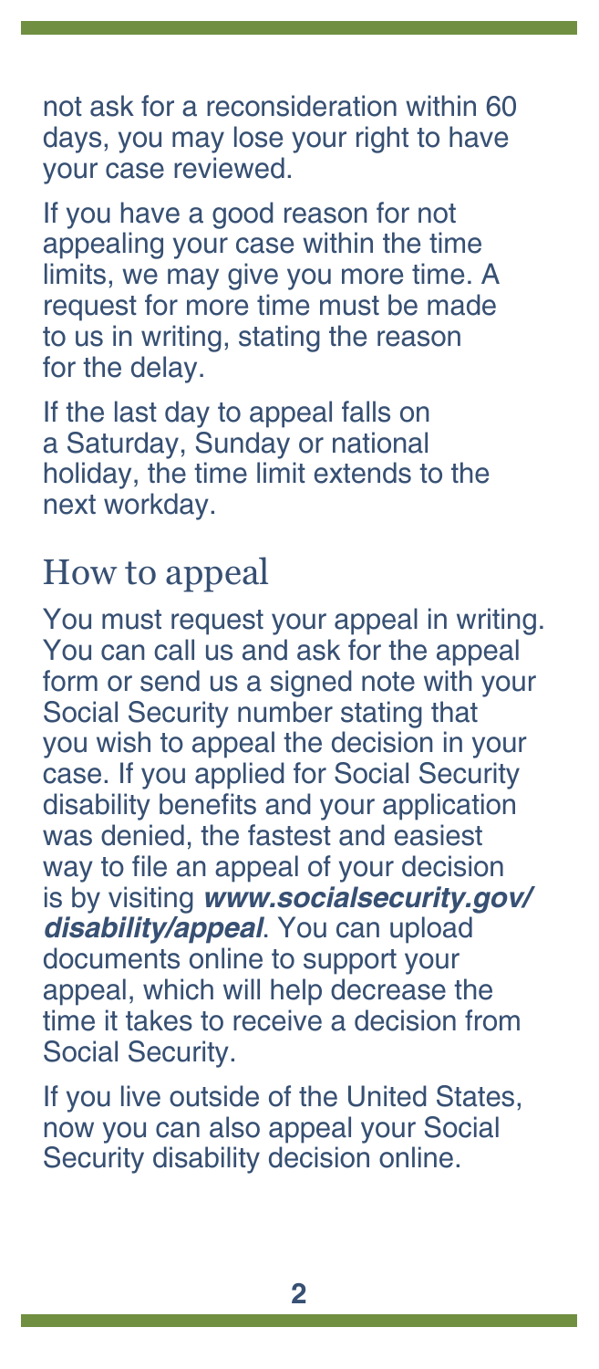not ask for a reconsideration within 60 days, you may lose your right to have your case reviewed.

If you have a good reason for not appealing your case within the time limits, we may give you more time. A request for more time must be made to us in writing, stating the reason for the delay.

If the last day to appeal falls on a Saturday, Sunday or national holiday, the time limit extends to the next workday.

## How to appeal

You must request your appeal in writing. You can call us and ask for the appeal form or send us a signed note with your Social Security number stating that you wish to appeal the decision in your case. If you applied for Social Security disability benefits and your application was denied, the fastest and easiest way to file an appeal of your decision is by visiting ***www.socialsecurity.gov/disability/appeal***. You can upload documents online to support your appeal, which will help decrease the time it takes to receive a decision from Social Security.

If you live outside of the United States, now you can also appeal your Social Security disability decision online.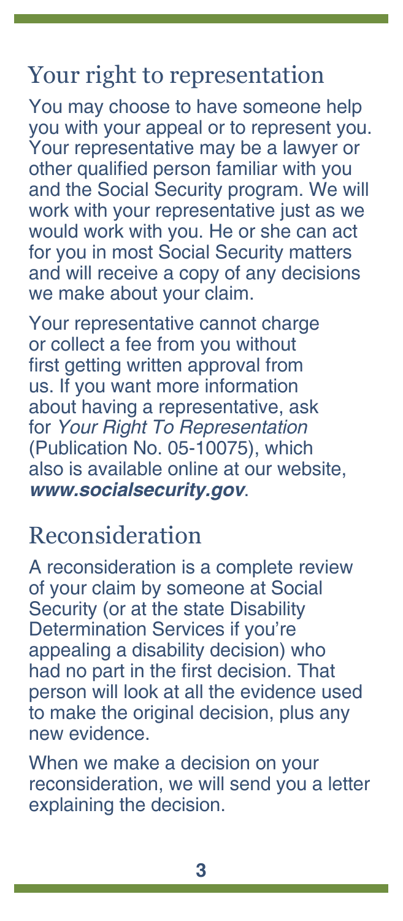## Your right to representation

You may choose to have someone help you with your appeal or to represent you. Your representative may be a lawyer or other qualified person familiar with you and the Social Security program. We will work with your representative just as we would work with you. He or she can act for you in most Social Security matters and will receive a copy of any decisions we make about your claim.

Your representative cannot charge or collect a fee from you without first getting written approval from us. If you want more information about having a representative, ask for *Your Right To Representation* (Publication No. 05-10075), which also is available online at our website, ***www.socialsecurity.gov***.

## Reconsideration

A reconsideration is a complete review of your claim by someone at Social Security (or at the state Disability Determination Services if you're appealing a disability decision) who had no part in the first decision. That person will look at all the evidence used to make the original decision, plus any new evidence.

When we make a decision on your reconsideration, we will send you a letter explaining the decision.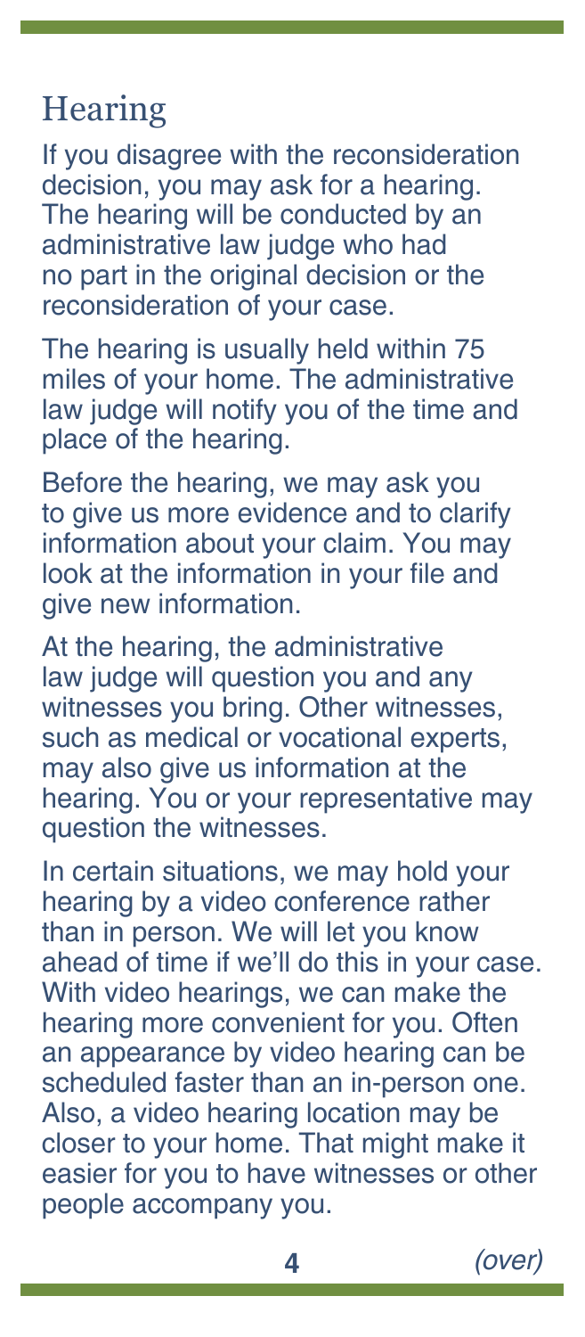## Hearing

If you disagree with the reconsideration decision, you may ask for a hearing. The hearing will be conducted by an administrative law judge who had no part in the original decision or the reconsideration of your case.

The hearing is usually held within 75 miles of your home. The administrative law judge will notify you of the time and place of the hearing.

Before the hearing, we may ask you to give us more evidence and to clarify information about your claim. You may look at the information in your file and give new information.

At the hearing, the administrative law judge will question you and any witnesses you bring. Other witnesses, such as medical or vocational experts, may also give us information at the hearing. You or your representative may question the witnesses.

In certain situations, we may hold your hearing by a video conference rather than in person. We will let you know ahead of time if we'll do this in your case. With video hearings, we can make the hearing more convenient for you. Often an appearance by video hearing can be scheduled faster than an in-person one. Also, a video hearing location may be closer to your home. That might make it easier for you to have witnesses or other people accompany you.

*(over)*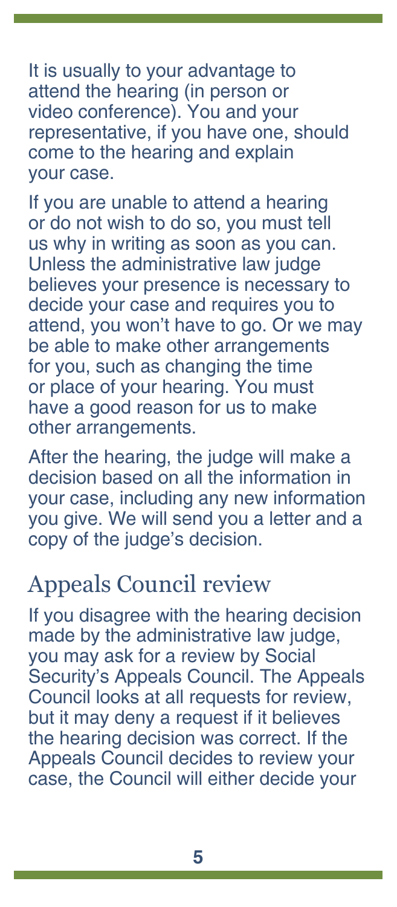It is usually to your advantage to attend the hearing (in person or video conference). You and your representative, if you have one, should come to the hearing and explain your case.

If you are unable to attend a hearing or do not wish to do so, you must tell us why in writing as soon as you can. Unless the administrative law judge believes your presence is necessary to decide your case and requires you to attend, you won't have to go. Or we may be able to make other arrangements for you, such as changing the time or place of your hearing. You must have a good reason for us to make other arrangements.

After the hearing, the judge will make a decision based on all the information in your case, including any new information you give. We will send you a letter and a copy of the judge's decision.

## Appeals Council review

If you disagree with the hearing decision made by the administrative law judge, you may ask for a review by Social Security's Appeals Council. The Appeals Council looks at all requests for review, but it may deny a request if it believes the hearing decision was correct. If the Appeals Council decides to review your case, the Council will either decide your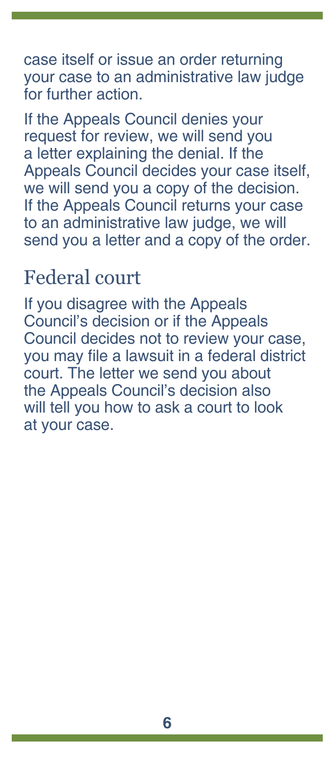case itself or issue an order returning your case to an administrative law judge for further action.

If the Appeals Council denies your request for review, we will send you a letter explaining the denial. If the Appeals Council decides your case itself, we will send you a copy of the decision. If the Appeals Council returns your case to an administrative law judge, we will send you a letter and a copy of the order.

## Federal court

If you disagree with the Appeals Council's decision or if the Appeals Council decides not to review your case, you may file a lawsuit in a federal district court. The letter we send you about the Appeals Council's decision also will tell you how to ask a court to look at your case.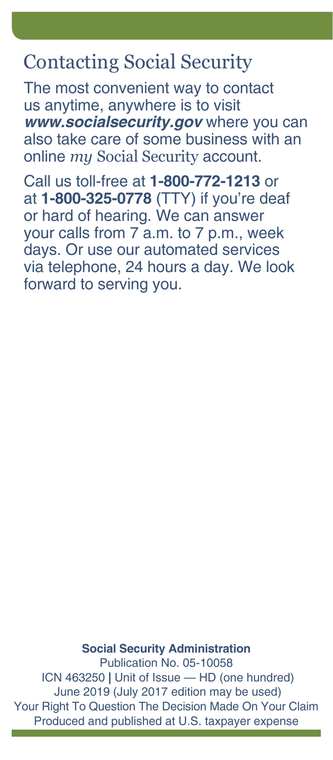## Contacting Social Security

The most convenient way to contact us anytime, anywhere is to visit ***www.socialsecurity.gov*** where you can also take care of some business with an online *my* Social Security account.

Call us toll-free at **1-800-772-1213** or at **1-800-325-0778** (TTY) if you're deaf or hard of hearing. We can answer your calls from 7 a.m. to 7 p.m., week days. Or use our automated services via telephone, 24 hours a day. We look forward to serving you.

**Social Security Administration**
Publication No. 05-10058
ICN 463250 | Unit of Issue — HD (one hundred)
June 2019 (July 2017 edition may be used)
Your Right To Question The Decision Made On Your Claim
Produced and published at U.S. taxpayer expense